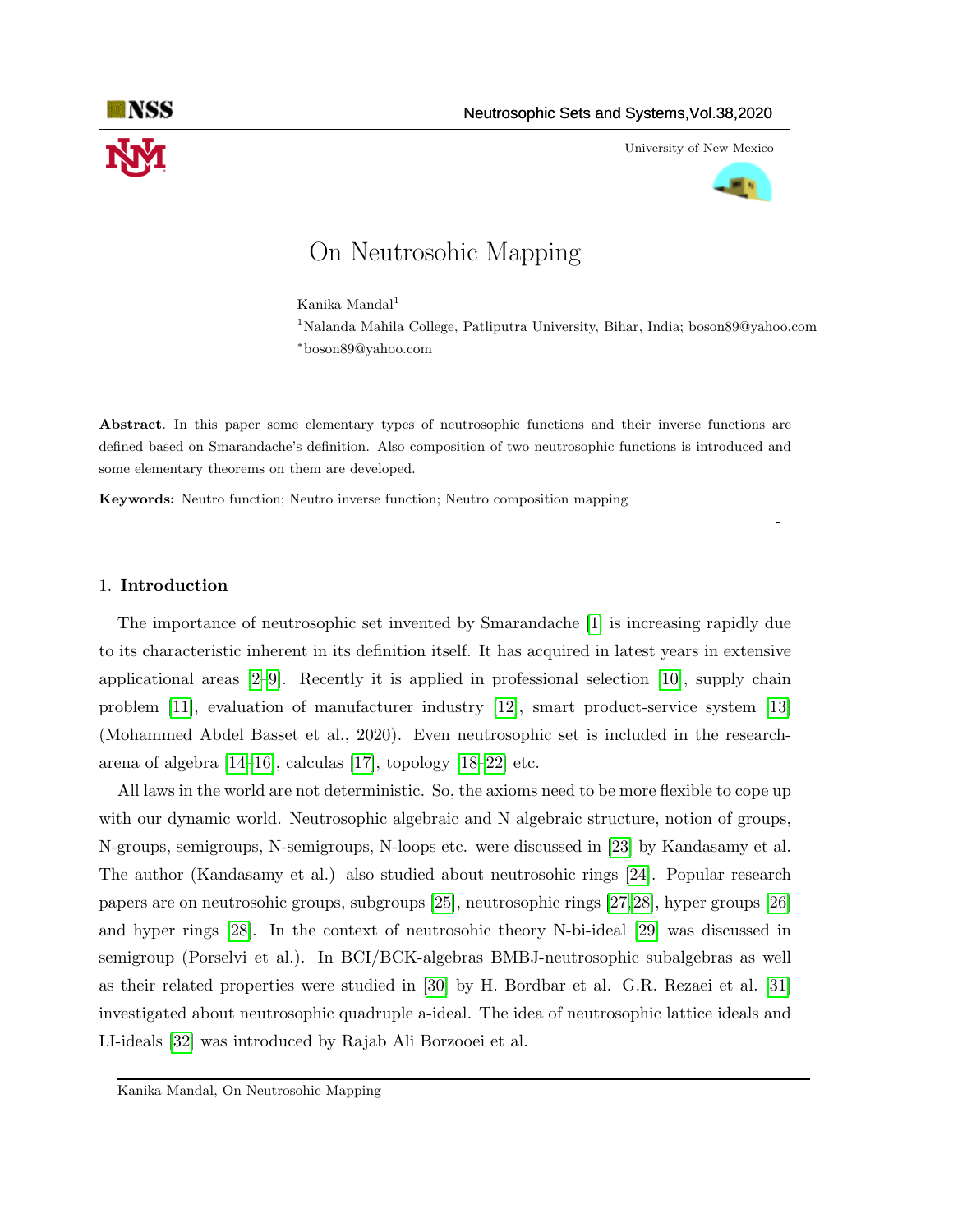# On Neutrosohic Mapping

Kanika Mandal[1]

[1]Nalanda Mahila College, Patliputra University, Bihar, India; boson89@yahoo.com

*boson89@yahoo.com

**Abstract**. In this paper some elementary types of neutrosophic functions and their inverse functions are defined based on Smarandache's definition. Also composition of two neutrosophic functions is introduced and some elementary theorems on them are developed.

**Keywords:** Neutro function; Neutro inverse function; Neutro composition mapping

## 1. Introduction

The importance of neutrosophic set invented by Smarandache [1] is increasing rapidly due to its characteristic inherent in its definition itself. It has acquired in latest years in extensive applicational areas [2–9]. Recently it is applied in professional selection [10], supply chain problem [11], evaluation of manufacturer industry [12], smart product-service system [13] (Mohammed Abdel Basset et al., 2020). Even neutrosophic set is included in the research-arena of algebra [14–16], calculas [17], topology [18–22] etc.

All laws in the world are not deterministic. So, the axioms need to be more flexible to cope up with our dynamic world. Neutrosophic algebraic and N algebraic structure, notion of groups, N-groups, semigroups, N-semigroups, N-loops etc. were discussed in [23] by Kandasamy et al. The author (Kandasamy et al.) also studied about neutrosohic rings [24]. Popular research papers are on neutrosohic groups, subgroups [25], neutrosophic rings [27,28], hyper groups [26] and hyper rings [28]. In the context of neutrosohic theory N-bi-ideal [29] was discussed in semigroup (Porselvi et al.). In BCI/BCK-algebras BMBJ-neutrosophic subalgebras as well as their related properties were studied in [30] by H. Bordbar et al. G.R. Rezaei et al. [31] investigated about neutrosophic quadruple a-ideal. The idea of neutrosophic lattice ideals and LI-ideals [32] was introduced by Rajab Ali Borzooei et al.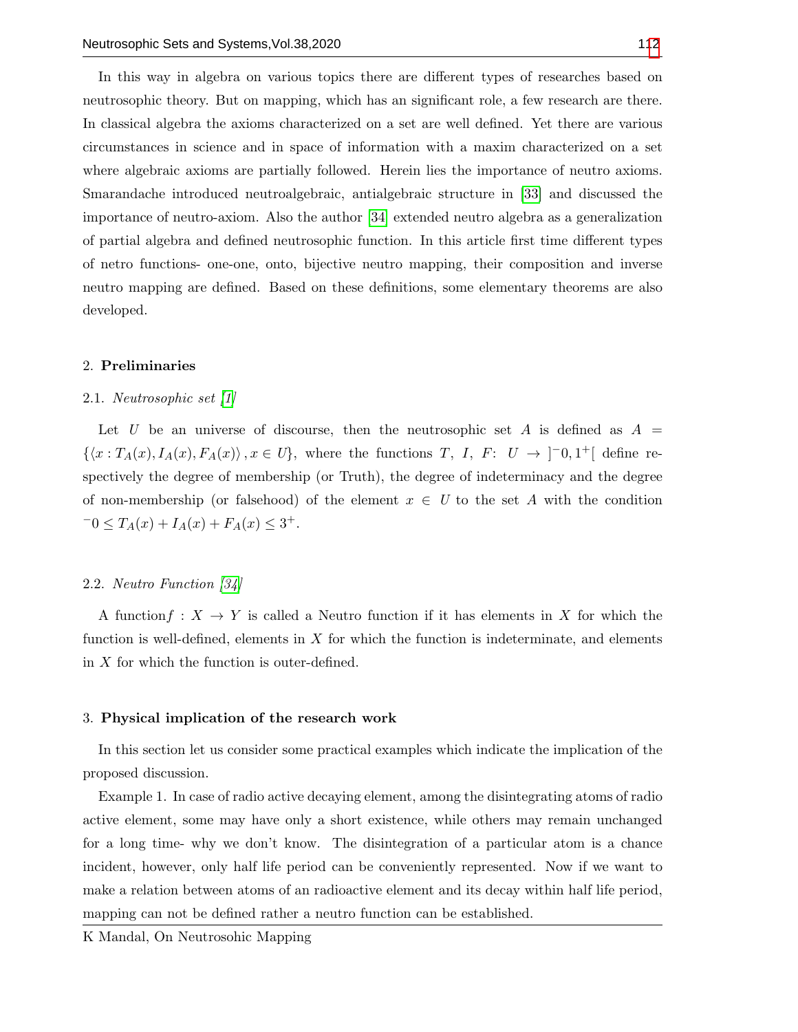In this way in algebra on various topics there are different types of researches based on neutrosophic theory. But on mapping, which has an significant role, a few research are there. In classical algebra the axioms characterized on a set are well defined. Yet there are various circumstances in science and in space of information with a maxim characterized on a set where algebraic axioms are partially followed. Herein lies the importance of neutro axioms. Smarandache introduced neutroalgebraic, antialgebraic structure in [33] and discussed the importance of neutro-axiom. Also the author [34] extended neutro algebra as a generalization of partial algebra and defined neutrosophic function. In this article first time different types of netro functions- one-one, onto, bijective neutro mapping, their composition and inverse neutro mapping are defined. Based on these definitions, some elementary theorems are also developed.

## 2. Preliminaries

### 2.1. *Neutrosophic set [1]*

Let $U$ be an universe of discourse, then the neutrosophic set $A$ is defined as $A = \{\langle x : T_A(x), I_A(x), F_A(x)\rangle, x \in U\}$, where the functions $T$, $I$, $F$: $U \to ]^{-}0, 1^{+}[$ define respectively the degree of membership (or Truth), the degree of indeterminacy and the degree of non-membership (or falsehood) of the element $x \in U$ to the set $A$ with the condition $^{-}0 \leq T_A(x) + I_A(x) + F_A(x) \leq 3^{+}$.

### 2.2. *Neutro Function [34]*

A function$f : X \to Y$ is called a Neutro function if it has elements in $X$ for which the function is well-defined, elements in $X$ for which the function is indeterminate, and elements in $X$ for which the function is outer-defined.

## 3. Physical implication of the research work

In this section let us consider some practical examples which indicate the implication of the proposed discussion.

Example 1. In case of radio active decaying element, among the disintegrating atoms of radio active element, some may have only a short existence, while others may remain unchanged for a long time- why we don't know. The disintegration of a particular atom is a chance incident, however, only half life period can be conveniently represented. Now if we want to make a relation between atoms of an radioactive element and its decay within half life period, mapping can not be defined rather a neutro function can be established.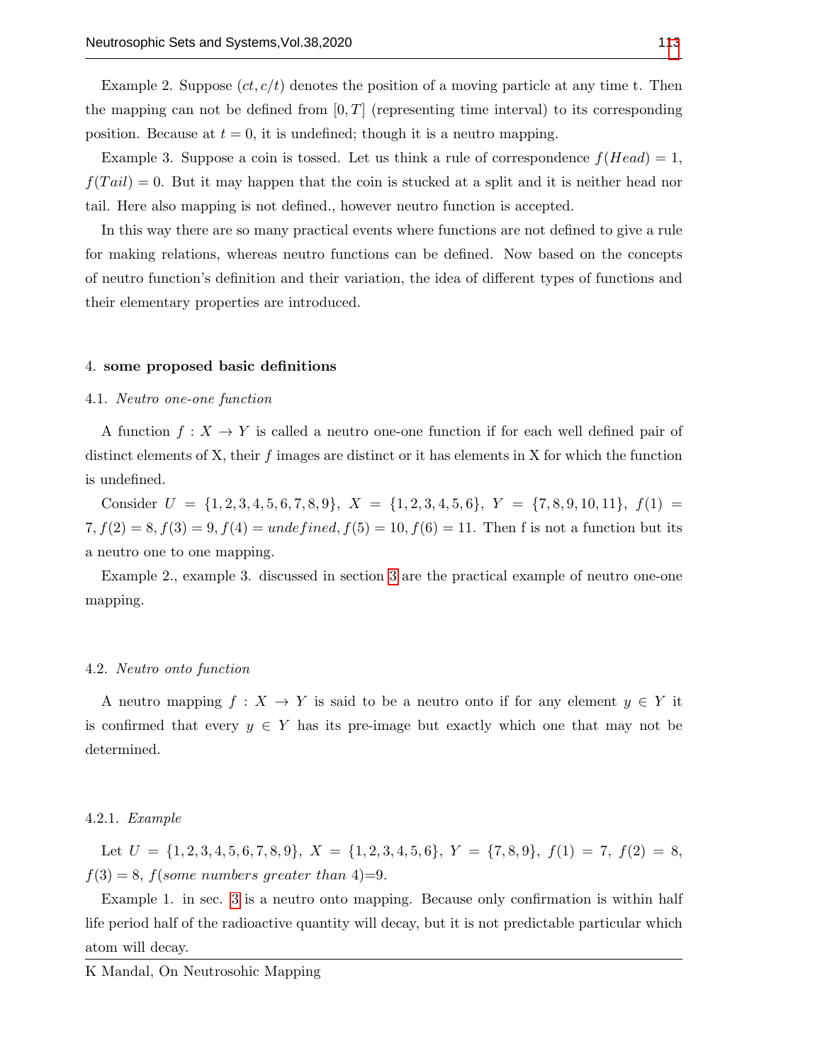Example 2. Suppose $(ct, c/t)$ denotes the position of a moving particle at any time t. Then the mapping can not be defined from $[0, T]$ (representing time interval) to its corresponding position. Because at $t = 0$, it is undefined; though it is a neutro mapping.

Example 3. Suppose a coin is tossed. Let us think a rule of correspondence $f(Head) = 1$, $f(Tail) = 0$. But it may happen that the coin is stucked at a split and it is neither head nor tail. Here also mapping is not defined., however neutro function is accepted.

In this way there are so many practical events where functions are not defined to give a rule for making relations, whereas neutro functions can be defined. Now based on the concepts of neutro function's definition and their variation, the idea of different types of functions and their elementary properties are introduced.

## 4. some proposed basic definitions

### 4.1. *Neutro one-one function*

A function $f : X \to Y$ is called a neutro one-one function if for each well defined pair of distinct elements of X, their $f$ images are distinct or it has elements in X for which the function is undefined.

Consider $U = \{1, 2, 3, 4, 5, 6, 7, 8, 9\}$, $X = \{1, 2, 3, 4, 5, 6\}$, $Y = \{7, 8, 9, 10, 11\}$, $f(1) = 7, f(2) = 8, f(3) = 9, f(4) = undefined, f(5) = 10, f(6) = 11$. Then f is not a function but its a neutro one to one mapping.

Example 2., example 3. discussed in section 3 are the practical example of neutro one-one mapping.

### 4.2. *Neutro onto function*

A neutro mapping $f : X \to Y$ is said to be a neutro onto if for any element $y \in Y$ it is confirmed that every $y \in Y$ has its pre-image but exactly which one that may not be determined.

#### 4.2.1. *Example*

Let $U = \{1, 2, 3, 4, 5, 6, 7, 8, 9\}$, $X = \{1, 2, 3, 4, 5, 6\}$, $Y = \{7, 8, 9\}$, $f(1) = 7$, $f(2) = 8$, $f(3) = 8$, $f(\textit{some numbers greater than } 4)=9$.

Example 1. in sec. 3 is a neutro onto mapping. Because only confirmation is within half life period half of the radioactive quantity will decay, but it is not predictable particular which atom will decay.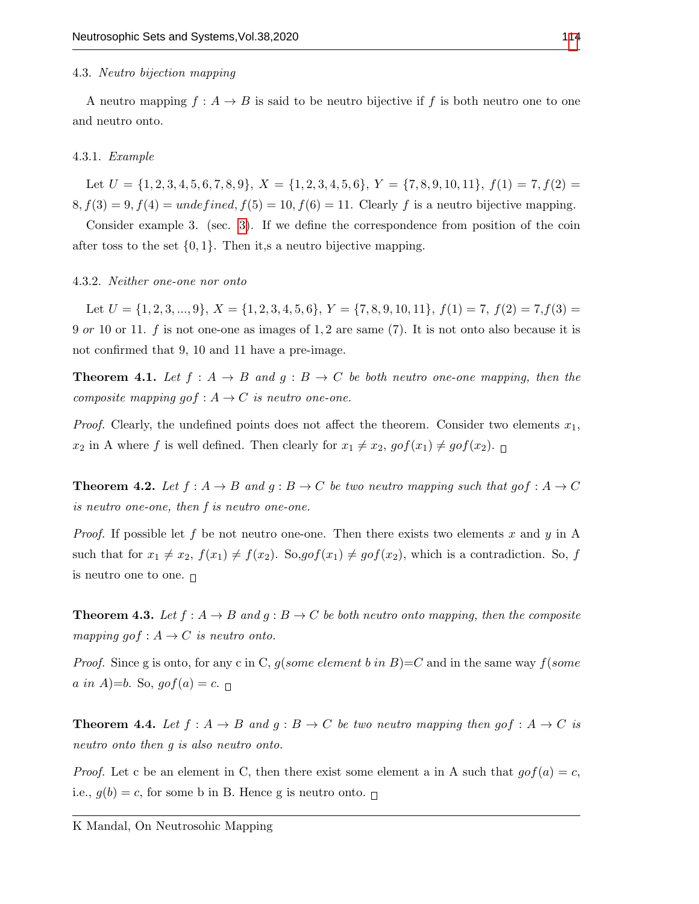#### 4.3. *Neutro bijection mapping*

A neutro mapping $f : A \rightarrow B$ is said to be neutro bijective if $f$ is both neutro one to one and neutro onto.

##### 4.3.1. *Example*

Let $U = \{1, 2, 3, 4, 5, 6, 7, 8, 9\}$, $X = \{1, 2, 3, 4, 5, 6\}$, $Y = \{7, 8, 9, 10, 11\}$, $f(1) = 7, f(2) = 8, f(3) = 9, f(4) = undefined, f(5) = 10, f(6) = 11$. Clearly $f$ is a neutro bijective mapping.

Consider example 3. (sec. 3). If we define the correspondence from position of the coin after toss to the set $\{0, 1\}$. Then it,s a neutro bijective mapping.

##### 4.3.2. *Neither one-one nor onto*

Let $U = \{1, 2, 3, ..., 9\}$, $X = \{1, 2, 3, 4, 5, 6\}$, $Y = \{7, 8, 9, 10, 11\}$, $f(1) = 7$, $f(2) = 7$,$f(3) = 9$ *or* 10 or 11. $f$ is not one-one as images of 1, 2 are same (7). It is not onto also because it is not confirmed that 9, 10 and 11 have a pre-image.

**Theorem 4.1.** *Let $f : A \rightarrow B$ and $g : B \rightarrow C$ be both neutro one-one mapping, then the composite mapping $gof : A \rightarrow C$ is neutro one-one.*

*Proof.* Clearly, the undefined points does not affect the theorem. Consider two elements $x_1$, $x_2$ in A where $f$ is well defined. Then clearly for $x_1 \neq x_2$, $gof(x_1) \neq gof(x_2)$. □

**Theorem 4.2.** *Let $f : A \rightarrow B$ and $g : B \rightarrow C$ be two neutro mapping such that $gof : A \rightarrow C$ is neutro one-one, then f is neutro one-one.*

*Proof.* If possible let $f$ be not neutro one-one. Then there exists two elements $x$ and $y$ in A such that for $x_1 \neq x_2$, $f(x_1) \neq f(x_2)$. So,$gof(x_1) \neq gof(x_2)$, which is a contradiction. So, $f$ is neutro one to one. □

**Theorem 4.3.** *Let $f : A \rightarrow B$ and $g : B \rightarrow C$ be both neutro onto mapping, then the composite mapping $gof : A \rightarrow C$ is neutro onto.*

*Proof.* Since g is onto, for any c in C, $g$(*some element* $b$ *in* $B$)=$C$ and in the same way $f$(*some* $a$ *in* $A$)=$b$. So, $gof(a) = c$. □

**Theorem 4.4.** *Let $f : A \rightarrow B$ and $g : B \rightarrow C$ be two neutro mapping then $gof : A \rightarrow C$ is neutro onto then g is also neutro onto.*

*Proof.* Let c be an element in C, then there exist some element a in A such that $gof(a) = c$, i.e., $g(b) = c$, for some b in B. Hence g is neutro onto. □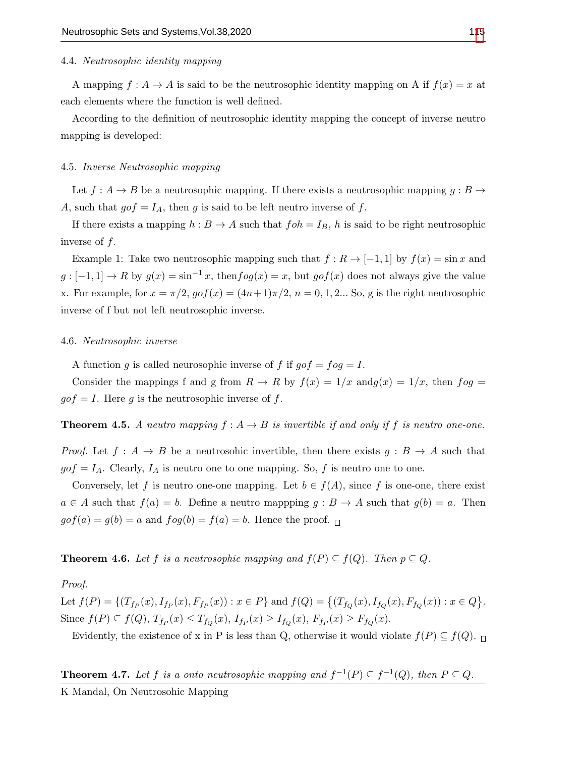4.4. *Neutrosophic identity mapping*

A mapping $f : A \to A$ is said to be the neutrosophic identity mapping on A if $f(x) = x$ at each elements where the function is well defined.

According to the definition of neutrosophic identity mapping the concept of inverse neutro mapping is developed:

4.5. *Inverse Neutrosophic mapping*

Let $f : A \to B$ be a neutrosophic mapping. If there exists a neutrosophic mapping $g : B \to A$, such that $gof = I_A$, then $g$ is said to be left neutro inverse of $f$.

If there exists a mapping $h : B \to A$ such that $foh = I_B$, $h$ is said to be right neutrosophic inverse of $f$.

Example 1: Take two neutrosophic mapping such that $f : R \to [-1, 1]$ by $f(x) = \sin x$ and $g : [-1, 1] \to R$ by $g(x) = \sin^{-1} x$, then$fog(x) = x$, but $gof(x)$ does not always give the value x. For example, for $x = \pi/2$, $gof(x) = (4n+1)\pi/2$, $n = 0, 1, 2...$ So, g is the right neutrosophic inverse of f but not left neutrosophic inverse.

4.6. *Neutrosophic inverse*

A function $g$ is called neurosophic inverse of $f$ if $gof = fog = I$.

Consider the mappings f and g from $R \to R$ by $f(x) = 1/x$ and$g(x) = 1/x$, then $fog = gof = I$. Here $g$ is the neutrosophic inverse of $f$.

**Theorem 4.5.** *A neutro mapping $f : A \to B$ is invertible if and only if $f$ is neutro one-one.*

*Proof.* Let $f : A \to B$ be a neutrosohic invertible, then there exists $g : B \to A$ such that $gof = I_A$. Clearly, $I_A$ is neutro one to one mapping. So, $f$ is neutro one to one.

Conversely, let $f$ is neutro one-one mapping. Let $b \in f(A)$, since $f$ is one-one, there exist $a \in A$ such that $f(a) = b$. Define a neutro mappping $g : B \to A$ such that $g(b) = a$. Then $gof(a) = g(b) = a$ and $fog(b) = f(a) = b$. Hence the proof. □

**Theorem 4.6.** *Let $f$ is a neutrosophic mapping and $f(P) \subseteq f(Q)$. Then $p \subseteq Q$.*

*Proof.*
Let $f(P) = \{(T_{f_P}(x), I_{f_P}(x), F_{f_P}(x)) : x \in P\}$ and $f(Q) = \{(T_{f_Q}(x), I_{f_Q}(x), F_{f_Q}(x)) : x \in Q\}$. Since $f(P) \subseteq f(Q)$, $T_{f_P}(x) \leq T_{f_Q}(x)$, $I_{f_P}(x) \geq I_{f_Q}(x)$, $F_{f_P}(x) \geq F_{f_Q}(x)$.

Evidently, the existence of x in P is less than Q, otherwise it would violate $f(P) \subseteq f(Q)$. □

**Theorem 4.7.** *Let $f$ is a onto neutrosophic mapping and $f^{-1}(P) \subseteq f^{-1}(Q)$, then $P \subseteq Q$.*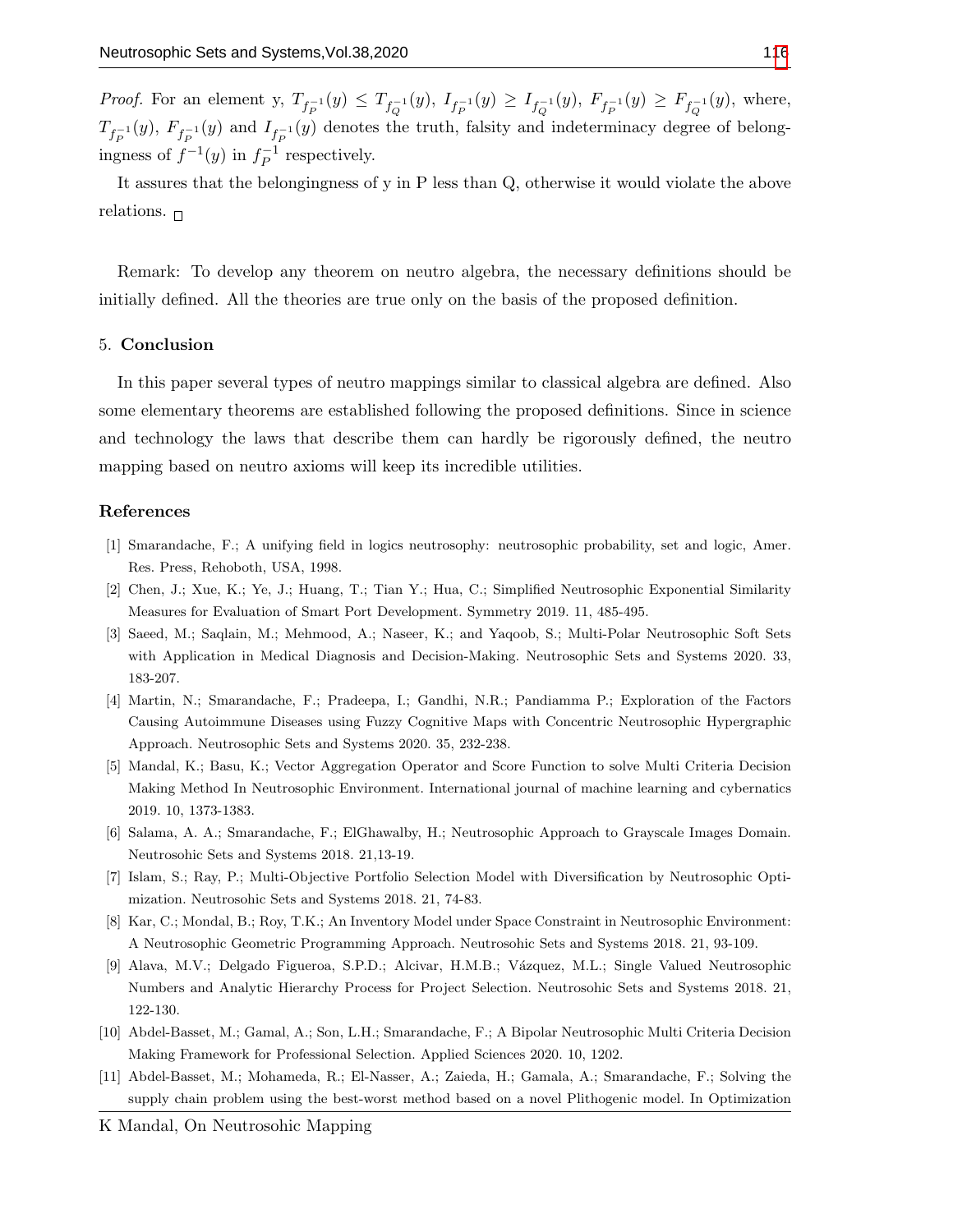*Proof.* For an element y, $T_{f_P^{-1}}(y) \leq T_{f_Q^{-1}}(y)$, $I_{f_P^{-1}}(y) \geq I_{f_Q^{-1}}(y)$, $F_{f_P^{-1}}(y) \geq F_{f_Q^{-1}}(y)$, where, $T_{f_P^{-1}}(y)$, $F_{f_P^{-1}}(y)$ and $I_{f_P^{-1}}(y)$ denotes the truth, falsity and indeterminacy degree of belongingness of $f^{-1}(y)$ in $f_P^{-1}$ respectively.

It assures that the belongingness of y in P less than Q, otherwise it would violate the above relations. □

Remark: To develop any theorem on neutro algebra, the necessary definitions should be initially defined. All the theories are true only on the basis of the proposed definition.

## 5. Conclusion

In this paper several types of neutro mappings similar to classical algebra are defined. Also some elementary theorems are established following the proposed definitions. Since in science and technology the laws that describe them can hardly be rigorously defined, the neutro mapping based on neutro axioms will keep its incredible utilities.

## References

[1] Smarandache, F.; A unifying field in logics neutrosophy: neutrosophic probability, set and logic, Amer. Res. Press, Rehoboth, USA, 1998.

[2] Chen, J.; Xue, K.; Ye, J.; Huang, T.; Tian Y.; Hua, C.; Simplified Neutrosophic Exponential Similarity Measures for Evaluation of Smart Port Development. Symmetry 2019. 11, 485-495.

[3] Saeed, M.; Saqlain, M.; Mehmood, A.; Naseer, K.; and Yaqoob, S.; Multi-Polar Neutrosophic Soft Sets with Application in Medical Diagnosis and Decision-Making. Neutrosophic Sets and Systems 2020. 33, 183-207.

[4] Martin, N.; Smarandache, F.; Pradeepa, I.; Gandhi, N.R.; Pandiamma P.; Exploration of the Factors Causing Autoimmune Diseases using Fuzzy Cognitive Maps with Concentric Neutrosophic Hypergraphic Approach. Neutrosophic Sets and Systems 2020. 35, 232-238.

[5] Mandal, K.; Basu, K.; Vector Aggregation Operator and Score Function to solve Multi Criteria Decision Making Method In Neutrosophic Environment. International journal of machine learning and cybernatics 2019. 10, 1373-1383.

[6] Salama, A. A.; Smarandache, F.; ElGhawalby, H.; Neutrosophic Approach to Grayscale Images Domain. Neutrosohic Sets and Systems 2018. 21,13-19.

[7] Islam, S.; Ray, P.; Multi-Objective Portfolio Selection Model with Diversification by Neutrosophic Optimization. Neutrosohic Sets and Systems 2018. 21, 74-83.

[8] Kar, C.; Mondal, B.; Roy, T.K.; An Inventory Model under Space Constraint in Neutrosophic Environment: A Neutrosophic Geometric Programming Approach. Neutrosohic Sets and Systems 2018. 21, 93-109.

[9] Alava, M.V.; Delgado Figueroa, S.P.D.; Alcivar, H.M.B.; Vázquez, M.L.; Single Valued Neutrosophic Numbers and Analytic Hierarchy Process for Project Selection. Neutrosohic Sets and Systems 2018. 21, 122-130.

[10] Abdel-Basset, M.; Gamal, A.; Son, L.H.; Smarandache, F.; A Bipolar Neutrosophic Multi Criteria Decision Making Framework for Professional Selection. Applied Sciences 2020. 10, 1202.

[11] Abdel-Basset, M.; Mohameda, R.; El-Nasser, A.; Zaieda, H.; Gamala, A.; Smarandache, F.; Solving the supply chain problem using the best-worst method based on a novel Plithogenic model. In Optimization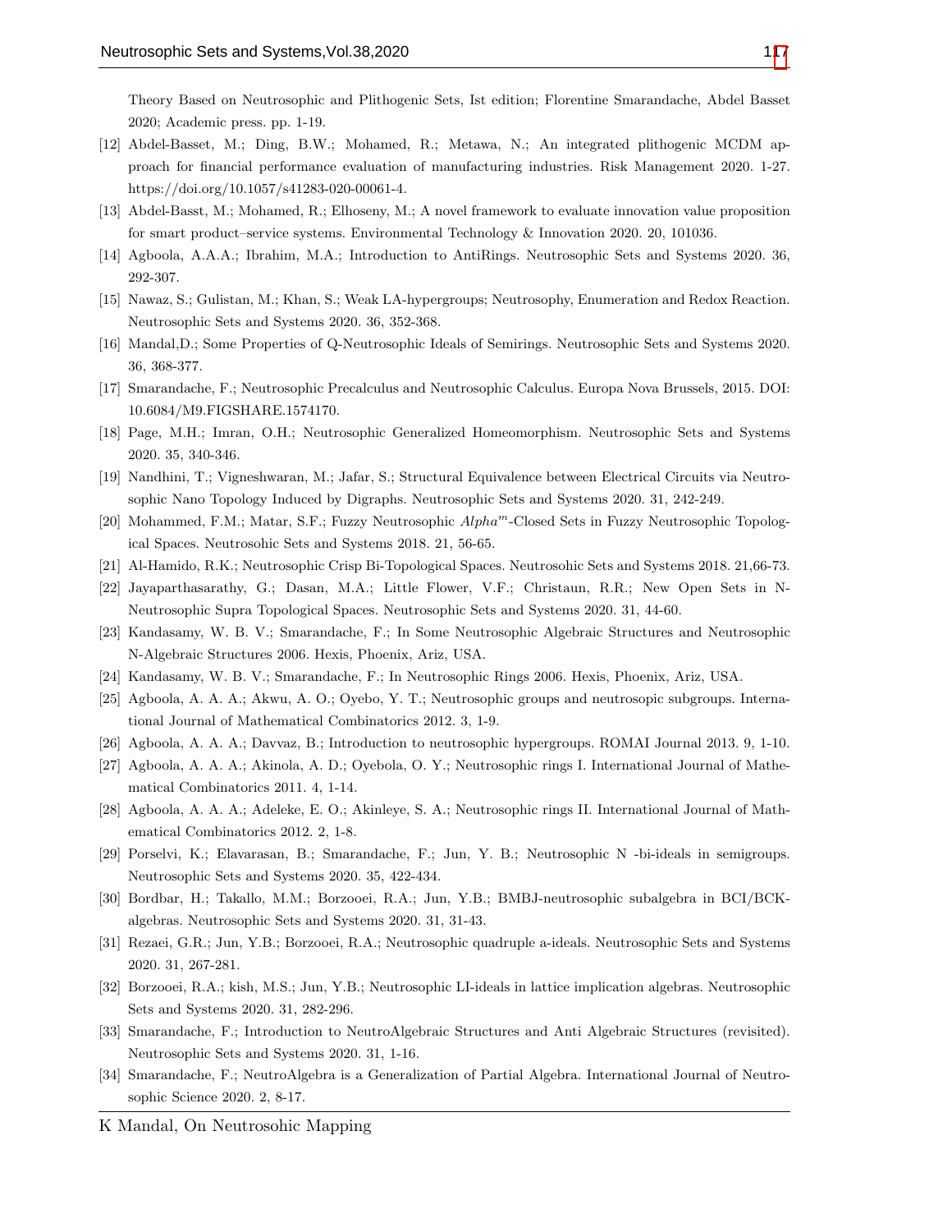Theory Based on Neutrosophic and Plithogenic Sets, Ist edition; Florentine Smarandache, Abdel Basset 2020; Academic press. pp. 1-19.

[12] Abdel-Basset, M.; Ding, B.W.; Mohamed, R.; Metawa, N.; An integrated plithogenic MCDM approach for financial performance evaluation of manufacturing industries. Risk Management 2020. 1-27. https://doi.org/10.1057/s41283-020-00061-4.

[13] Abdel-Basst, M.; Mohamed, R.; Elhoseny, M.; A novel framework to evaluate innovation value proposition for smart product–service systems. Environmental Technology & Innovation 2020. 20, 101036.

[14] Agboola, A.A.A.; Ibrahim, M.A.; Introduction to AntiRings. Neutrosophic Sets and Systems 2020. 36, 292-307.

[15] Nawaz, S.; Gulistan, M.; Khan, S.; Weak LA-hypergroups; Neutrosophy, Enumeration and Redox Reaction. Neutrosophic Sets and Systems 2020. 36, 352-368.

[16] Mandal,D.; Some Properties of Q-Neutrosophic Ideals of Semirings. Neutrosophic Sets and Systems 2020. 36, 368-377.

[17] Smarandache, F.; Neutrosophic Precalculus and Neutrosophic Calculus. Europa Nova Brussels, 2015. DOI: 10.6084/M9.FIGSHARE.1574170.

[18] Page, M.H.; Imran, O.H.; Neutrosophic Generalized Homeomorphism. Neutrosophic Sets and Systems 2020. 35, 340-346.

[19] Nandhini, T.; Vigneshwaran, M.; Jafar, S.; Structural Equivalence between Electrical Circuits via Neutrosophic Nano Topology Induced by Digraphs. Neutrosophic Sets and Systems 2020. 31, 242-249.

[20] Mohammed, F.M.; Matar, S.F.; Fuzzy Neutrosophic $Alpha^m$-Closed Sets in Fuzzy Neutrosophic Topological Spaces. Neutrosohic Sets and Systems 2018. 21, 56-65.

[21] Al-Hamido, R.K.; Neutrosophic Crisp Bi-Topological Spaces. Neutrosohic Sets and Systems 2018. 21,66-73.

[22] Jayaparthasarathy, G.; Dasan, M.A.; Little Flower, V.F.; Christaun, R.R.; New Open Sets in N-Neutrosophic Supra Topological Spaces. Neutrosophic Sets and Systems 2020. 31, 44-60.

[23] Kandasamy, W. B. V.; Smarandache, F.; In Some Neutrosophic Algebraic Structures and Neutrosophic N-Algebraic Structures 2006. Hexis, Phoenix, Ariz, USA.

[24] Kandasamy, W. B. V.; Smarandache, F.; In Neutrosophic Rings 2006. Hexis, Phoenix, Ariz, USA.

[25] Agboola, A. A. A.; Akwu, A. O.; Oyebo, Y. T.; Neutrosophic groups and neutrosopic subgroups. International Journal of Mathematical Combinatorics 2012. 3, 1-9.

[26] Agboola, A. A. A.; Davvaz, B.; Introduction to neutrosophic hypergroups. ROMAI Journal 2013. 9, 1-10.

[27] Agboola, A. A. A.; Akinola, A. D.; Oyebola, O. Y.; Neutrosophic rings I. International Journal of Mathematical Combinatorics 2011. 4, 1-14.

[28] Agboola, A. A. A.; Adeleke, E. O.; Akinleye, S. A.; Neutrosophic rings II. International Journal of Mathematical Combinatorics 2012. 2, 1-8.

[29] Porselvi, K.; Elavarasan, B.; Smarandache, F.; Jun, Y. B.; Neutrosophic N -bi-ideals in semigroups. Neutrosophic Sets and Systems 2020. 35, 422-434.

[30] Bordbar, H.; Takallo, M.M.; Borzooei, R.A.; Jun, Y.B.; BMBJ-neutrosophic subalgebra in BCI/BCK-algebras. Neutrosophic Sets and Systems 2020. 31, 31-43.

[31] Rezaei, G.R.; Jun, Y.B.; Borzooei, R.A.; Neutrosophic quadruple a-ideals. Neutrosophic Sets and Systems 2020. 31, 267-281.

[32] Borzooei, R.A.; kish, M.S.; Jun, Y.B.; Neutrosophic LI-ideals in lattice implication algebras. Neutrosophic Sets and Systems 2020. 31, 282-296.

[33] Smarandache, F.; Introduction to NeutroAlgebraic Structures and Anti Algebraic Structures (revisited). Neutrosophic Sets and Systems 2020. 31, 1-16.

[34] Smarandache, F.; NeutroAlgebra is a Generalization of Partial Algebra. International Journal of Neutrosophic Science 2020. 2, 8-17.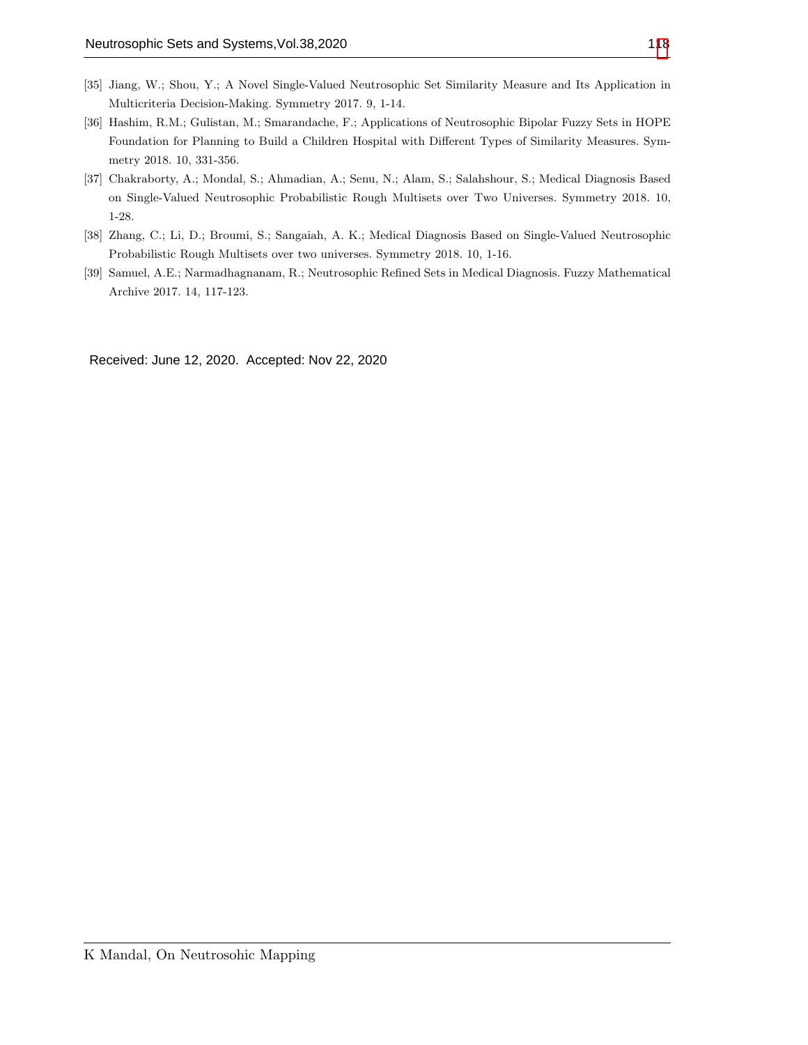[35] Jiang, W.; Shou, Y.; A Novel Single-Valued Neutrosophic Set Similarity Measure and Its Application in Multicriteria Decision-Making. Symmetry 2017. 9, 1-14.

[36] Hashim, R.M.; Gulistan, M.; Smarandache, F.; Applications of Neutrosophic Bipolar Fuzzy Sets in HOPE Foundation for Planning to Build a Children Hospital with Different Types of Similarity Measures. Symmetry 2018. 10, 331-356.

[37] Chakraborty, A.; Mondal, S.; Ahmadian, A.; Senu, N.; Alam, S.; Salahshour, S.; Medical Diagnosis Based on Single-Valued Neutrosophic Probabilistic Rough Multisets over Two Universes. Symmetry 2018. 10, 1-28.

[38] Zhang, C.; Li, D.; Broumi, S.; Sangaiah, A. K.; Medical Diagnosis Based on Single-Valued Neutrosophic Probabilistic Rough Multisets over two universes. Symmetry 2018. 10, 1-16.

[39] Samuel, A.E.; Narmadhagnanam, R.; Neutrosophic Refined Sets in Medical Diagnosis. Fuzzy Mathematical Archive 2017. 14, 117-123.

Received: June 12, 2020. Accepted: Nov 22, 2020